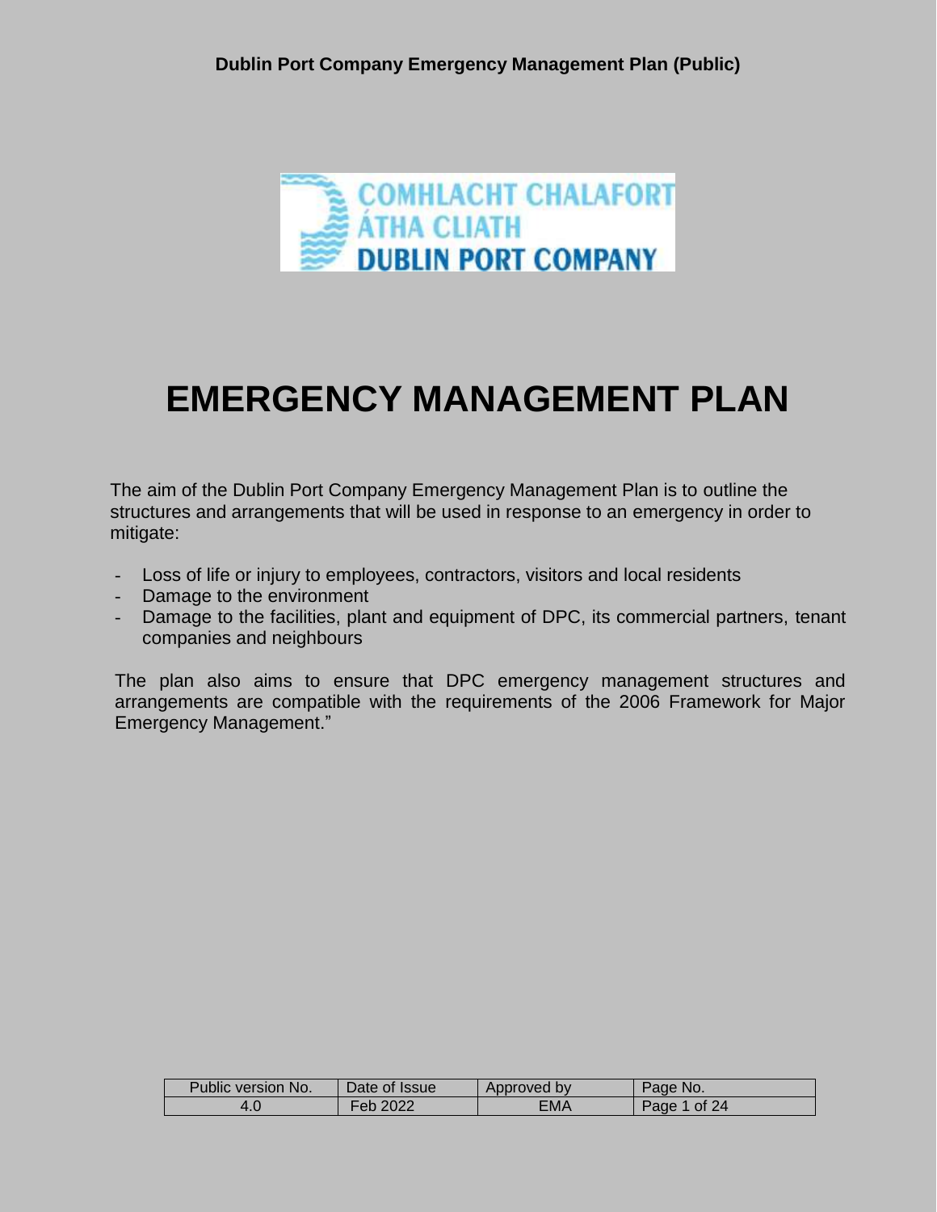# EMERGENCY MANAGEMENT PLAN

The aim of the Dublin Port Company Emergency Management Plan is to outline the structures and arrangements that will be used in response to an emergency in order to mitigate:

- Loss of life or injury to employees, contractors, visitors and local residents
- Damage to the environment
- Damage to the facilities, plant and equipment of DPC, its commercial partners, tenant companies and neighbours

The plan also aims to ensure that DPC emergency management structures and arrangements are compatible with the requirements of the 2006 Framework for Major Emergency Management."

| Public version No. | Date of Issue | Approved by | Page No. |
| --- | --- | --- | --- |
| 4.0 | Feb 2022 | EMA | Page 1 of 24 |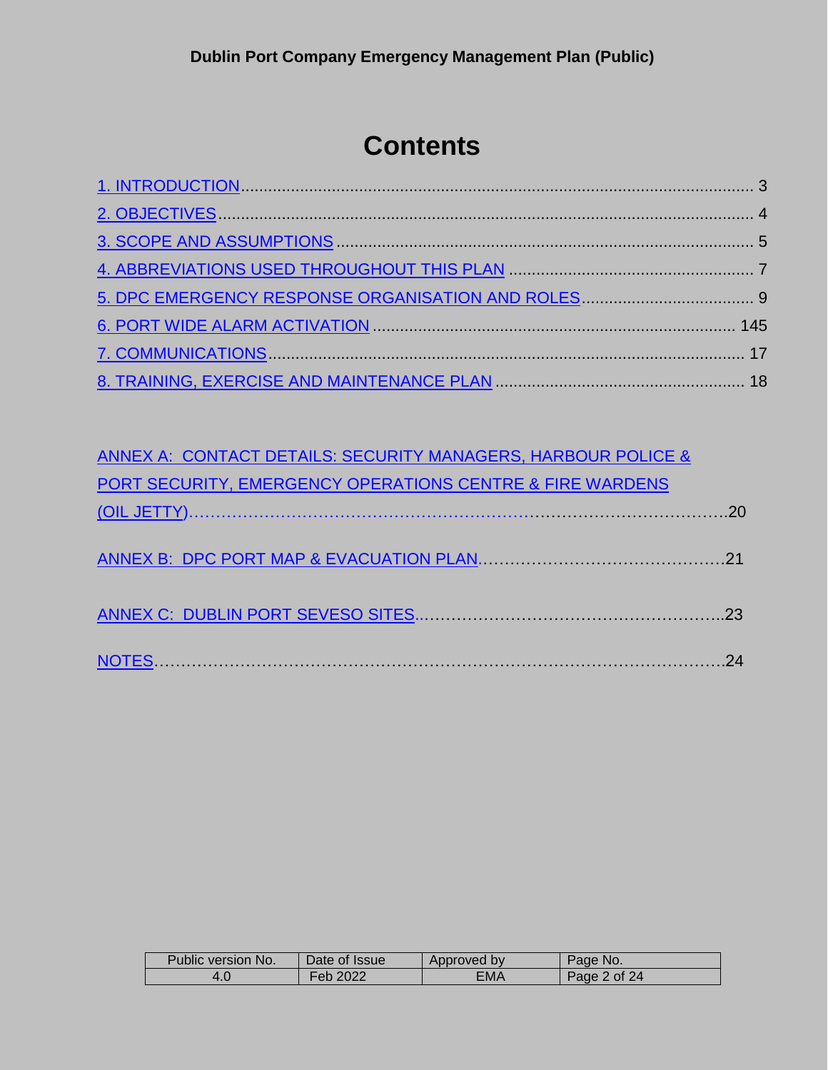# Contents

1. INTRODUCTION ........................................................................ 3
2. OBJECTIVES ........................................................................ 4
3. SCOPE AND ASSUMPTIONS ........................................................................ 5
4. ABBREVIATIONS USED THROUGHOUT THIS PLAN ........................................................................ 7
5. DPC EMERGENCY RESPONSE ORGANISATION AND ROLES ........................................................................ 9
6. PORT WIDE ALARM ACTIVATION ........................................................................ 145
7. COMMUNICATIONS ........................................................................ 17
8. TRAINING, EXERCISE AND MAINTENANCE PLAN ........................................................................ 18

ANNEX A: CONTACT DETAILS: SECURITY MANAGERS, HARBOUR POLICE & PORT SECURITY, EMERGENCY OPERATIONS CENTRE & FIRE WARDENS (OIL JETTY)........................................................................20

ANNEX B: DPC PORT MAP & EVACUATION PLAN........................................................................21

ANNEX C: DUBLIN PORT SEVESO SITES........................................................................23

NOTES........................................................................24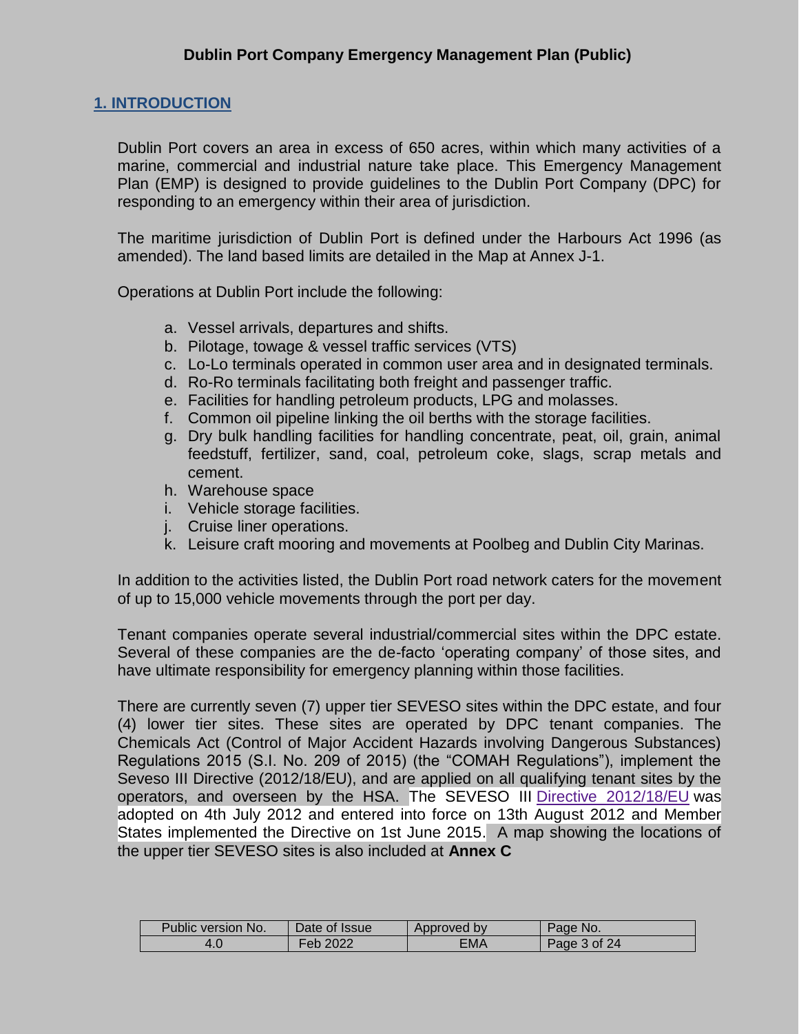## 1. INTRODUCTION

Dublin Port covers an area in excess of 650 acres, within which many activities of a marine, commercial and industrial nature take place. This Emergency Management Plan (EMP) is designed to provide guidelines to the Dublin Port Company (DPC) for responding to an emergency within their area of jurisdiction.

The maritime jurisdiction of Dublin Port is defined under the Harbours Act 1996 (as amended). The land based limits are detailed in the Map at Annex J-1.

Operations at Dublin Port include the following:

a. Vessel arrivals, departures and shifts.
b. Pilotage, towage & vessel traffic services (VTS)
c. Lo-Lo terminals operated in common user area and in designated terminals.
d. Ro-Ro terminals facilitating both freight and passenger traffic.
e. Facilities for handling petroleum products, LPG and molasses.
f. Common oil pipeline linking the oil berths with the storage facilities.
g. Dry bulk handling facilities for handling concentrate, peat, oil, grain, animal feedstuff, fertilizer, sand, coal, petroleum coke, slags, scrap metals and cement.
h. Warehouse space
i. Vehicle storage facilities.
j. Cruise liner operations.
k. Leisure craft mooring and movements at Poolbeg and Dublin City Marinas.

In addition to the activities listed, the Dublin Port road network caters for the movement of up to 15,000 vehicle movements through the port per day.

Tenant companies operate several industrial/commercial sites within the DPC estate. Several of these companies are the de-facto 'operating company' of those sites, and have ultimate responsibility for emergency planning within those facilities.

There are currently seven (7) upper tier SEVESO sites within the DPC estate, and four (4) lower tier sites. These sites are operated by DPC tenant companies. The Chemicals Act (Control of Major Accident Hazards involving Dangerous Substances) Regulations 2015 (S.I. No. 209 of 2015) (the "COMAH Regulations"), implement the Seveso III Directive (2012/18/EU), and are applied on all qualifying tenant sites by the operators, and overseen by the HSA. The SEVESO III Directive 2012/18/EU was adopted on 4th July 2012 and entered into force on 13th August 2012 and Member States implemented the Directive on 1st June 2015. A map showing the locations of the upper tier SEVESO sites is also included at **Annex C**

| Public version No. | Date of Issue | Approved by | Page No. |
|---|---|---|---|
| 4.0 | Feb 2022 | EMA | Page 3 of 24 |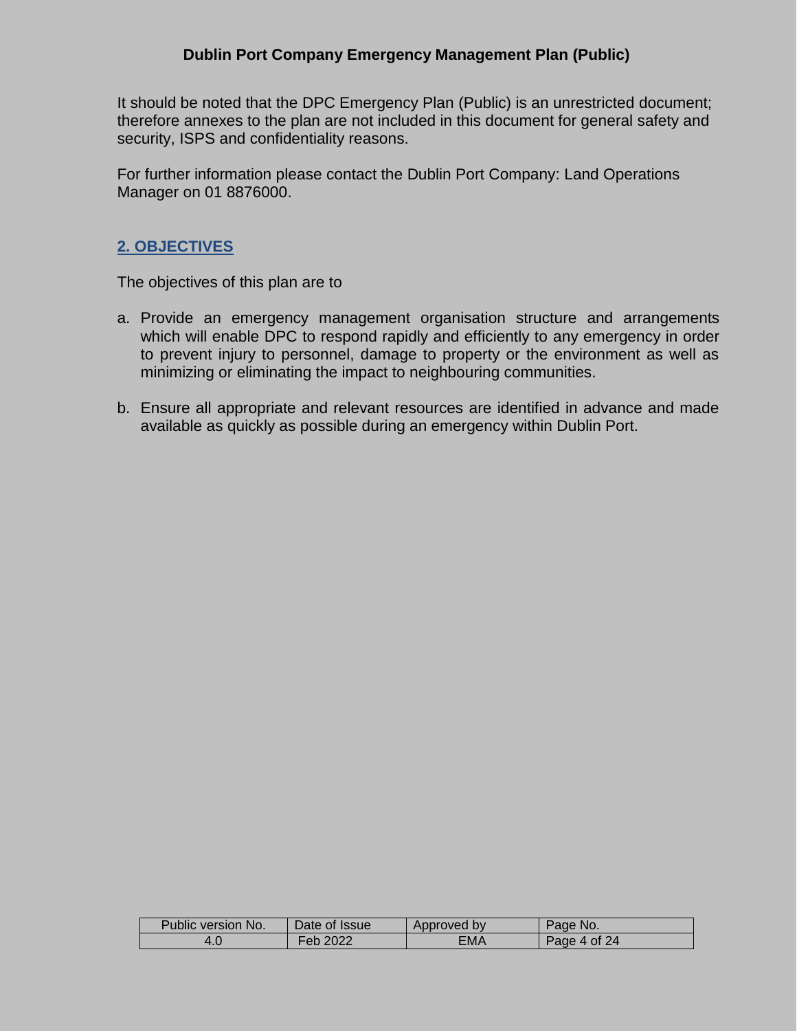It should be noted that the DPC Emergency Plan (Public) is an unrestricted document; therefore annexes to the plan are not included in this document for general safety and security, ISPS and confidentiality reasons.

For further information please contact the Dublin Port Company: Land Operations Manager on 01 8876000.

## 2. OBJECTIVES

The objectives of this plan are to

a. Provide an emergency management organisation structure and arrangements which will enable DPC to respond rapidly and efficiently to any emergency in order to prevent injury to personnel, damage to property or the environment as well as minimizing or eliminating the impact to neighbouring communities.

b. Ensure all appropriate and relevant resources are identified in advance and made available as quickly as possible during an emergency within Dublin Port.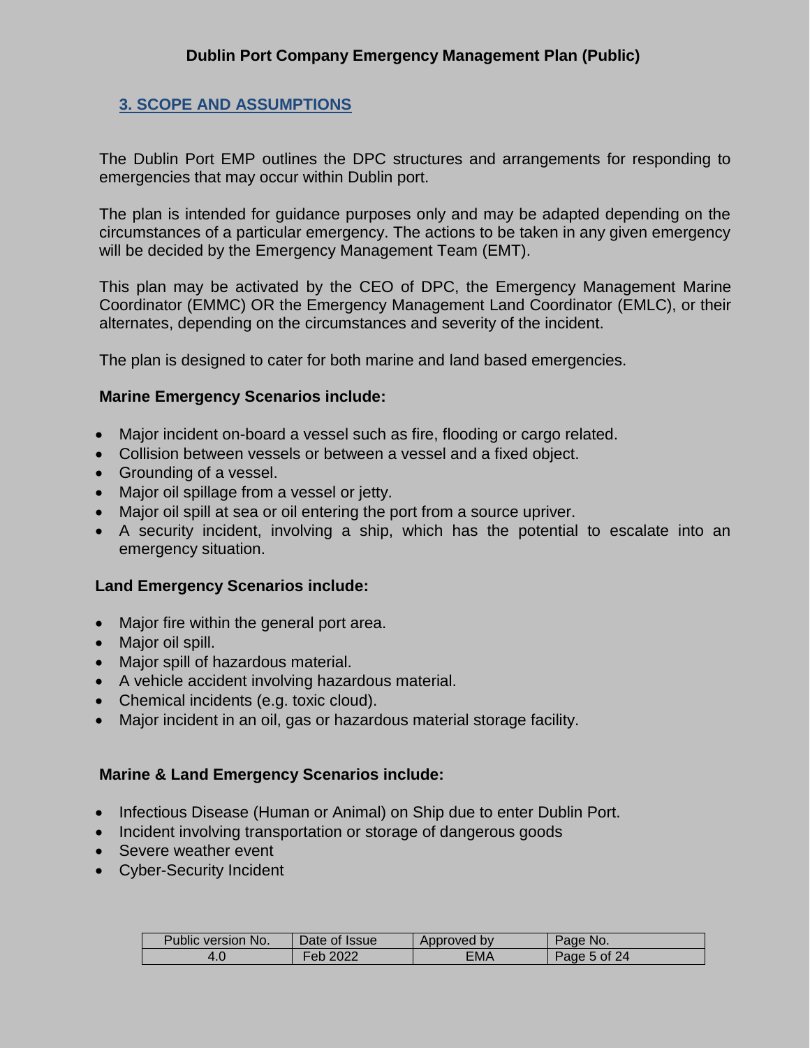## 3. SCOPE AND ASSUMPTIONS

The Dublin Port EMP outlines the DPC structures and arrangements for responding to emergencies that may occur within Dublin port.

The plan is intended for guidance purposes only and may be adapted depending on the circumstances of a particular emergency. The actions to be taken in any given emergency will be decided by the Emergency Management Team (EMT).

This plan may be activated by the CEO of DPC, the Emergency Management Marine Coordinator (EMMC) OR the Emergency Management Land Coordinator (EMLC), or their alternates, depending on the circumstances and severity of the incident.

The plan is designed to cater for both marine and land based emergencies.

**Marine Emergency Scenarios include:**

- Major incident on-board a vessel such as fire, flooding or cargo related.
- Collision between vessels or between a vessel and a fixed object.
- Grounding of a vessel.
- Major oil spillage from a vessel or jetty.
- Major oil spill at sea or oil entering the port from a source upriver.
- A security incident, involving a ship, which has the potential to escalate into an emergency situation.

**Land Emergency Scenarios include:**

- Major fire within the general port area.
- Major oil spill.
- Major spill of hazardous material.
- A vehicle accident involving hazardous material.
- Chemical incidents (e.g. toxic cloud).
- Major incident in an oil, gas or hazardous material storage facility.

**Marine & Land Emergency Scenarios include:**

- Infectious Disease (Human or Animal) on Ship due to enter Dublin Port.
- Incident involving transportation or storage of dangerous goods
- Severe weather event
- Cyber-Security Incident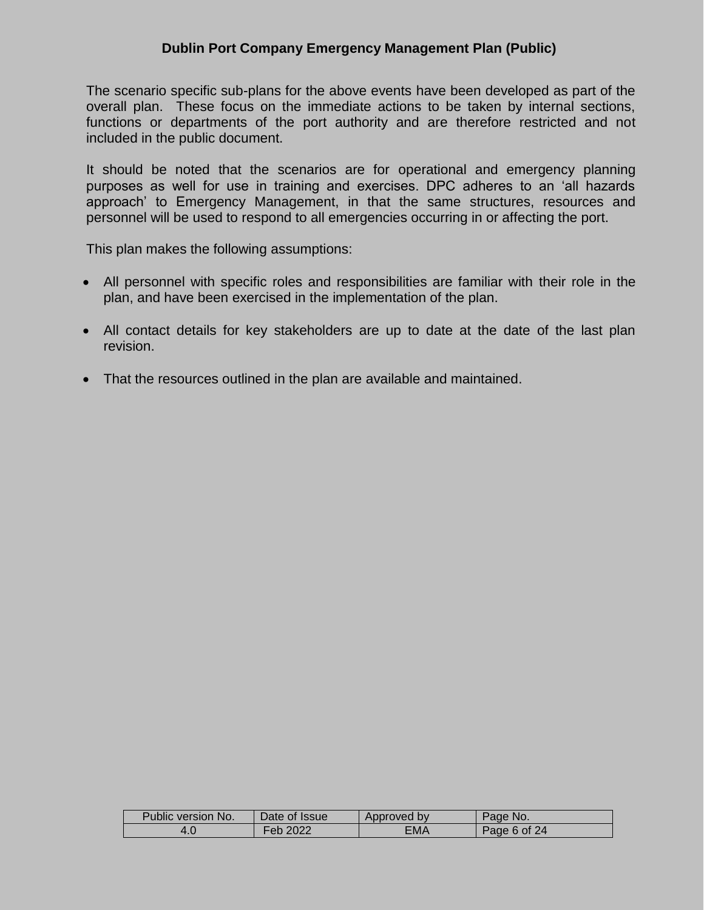The scenario specific sub-plans for the above events have been developed as part of the overall plan.  These focus on the immediate actions to be taken by internal sections, functions or departments of the port authority and are therefore restricted and not included in the public document.

It should be noted that the scenarios are for operational and emergency planning purposes as well for use in training and exercises. DPC adheres to an 'all hazards approach' to Emergency Management, in that the same structures, resources and personnel will be used to respond to all emergencies occurring in or affecting the port.

This plan makes the following assumptions:

- All personnel with specific roles and responsibilities are familiar with their role in the plan, and have been exercised in the implementation of the plan.

- All contact details for key stakeholders are up to date at the date of the last plan revision.

- That the resources outlined in the plan are available and maintained.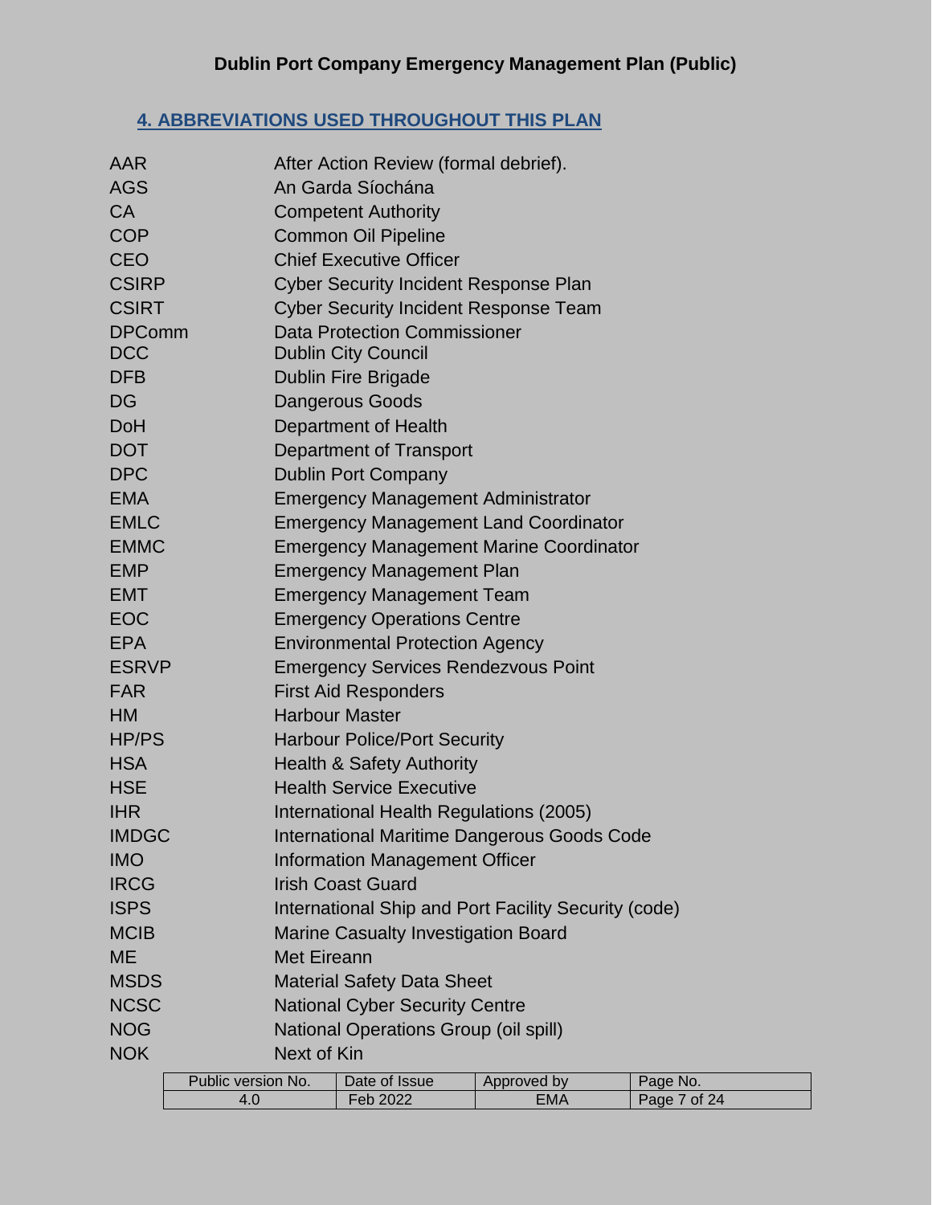## 4. ABBREVIATIONS USED THROUGHOUT THIS PLAN

| | |
|---|---|
| AAR | After Action Review (formal debrief). |
| AGS | An Garda Síochána |
| CA | Competent Authority |
| COP | Common Oil Pipeline |
| CEO | Chief Executive Officer |
| CSIRP | Cyber Security Incident Response Plan |
| CSIRT | Cyber Security Incident Response Team |
| DPComm | Data Protection Commissioner |
| DCC | Dublin City Council |
| DFB | Dublin Fire Brigade |
| DG | Dangerous Goods |
| DoH | Department of Health |
| DOT | Department of Transport |
| DPC | Dublin Port Company |
| EMA | Emergency Management Administrator |
| EMLC | Emergency Management Land Coordinator |
| EMMC | Emergency Management Marine Coordinator |
| EMP | Emergency Management Plan |
| EMT | Emergency Management Team |
| EOC | Emergency Operations Centre |
| EPA | Environmental Protection Agency |
| ESRVP | Emergency Services Rendezvous Point |
| FAR | First Aid Responders |
| HM | Harbour Master |
| HP/PS | Harbour Police/Port Security |
| HSA | Health & Safety Authority |
| HSE | Health Service Executive |
| IHR | International Health Regulations (2005) |
| IMDGC | International Maritime Dangerous Goods Code |
| IMO | Information Management Officer |
| IRCG | Irish Coast Guard |
| ISPS | International Ship and Port Facility Security (code) |
| MCIB | Marine Casualty Investigation Board |
| ME | Met Eireann |
| MSDS | Material Safety Data Sheet |
| NCSC | National Cyber Security Centre |
| NOG | National Operations Group (oil spill) |
| NOK | Next of Kin |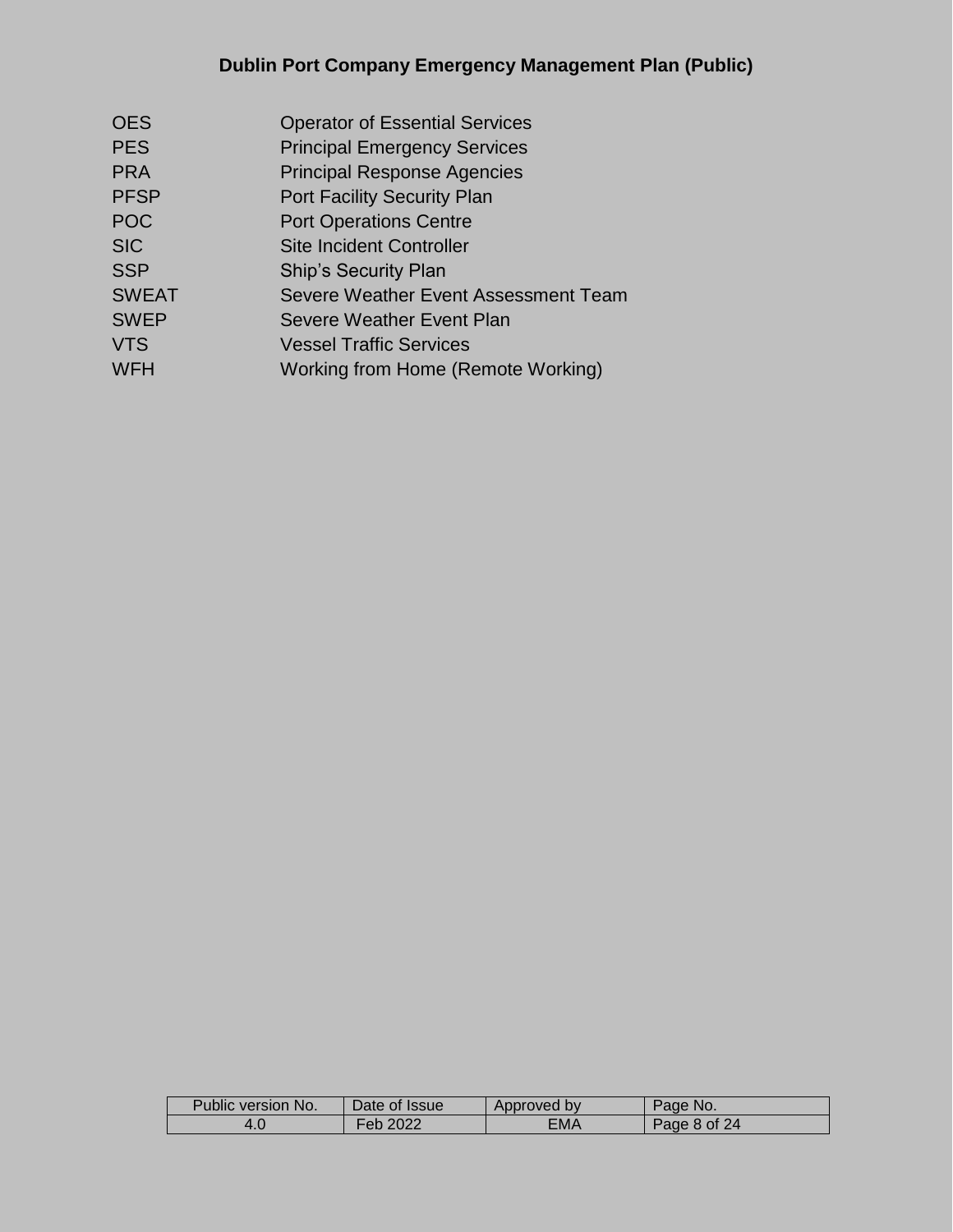| | |
|---|---|
| OES | Operator of Essential Services |
| PES | Principal Emergency Services |
| PRA | Principal Response Agencies |
| PFSP | Port Facility Security Plan |
| POC | Port Operations Centre |
| SIC | Site Incident Controller |
| SSP | Ship's Security Plan |
| SWEAT | Severe Weather Event Assessment Team |
| SWEP | Severe Weather Event Plan |
| VTS | Vessel Traffic Services |
| WFH | Working from Home (Remote Working) |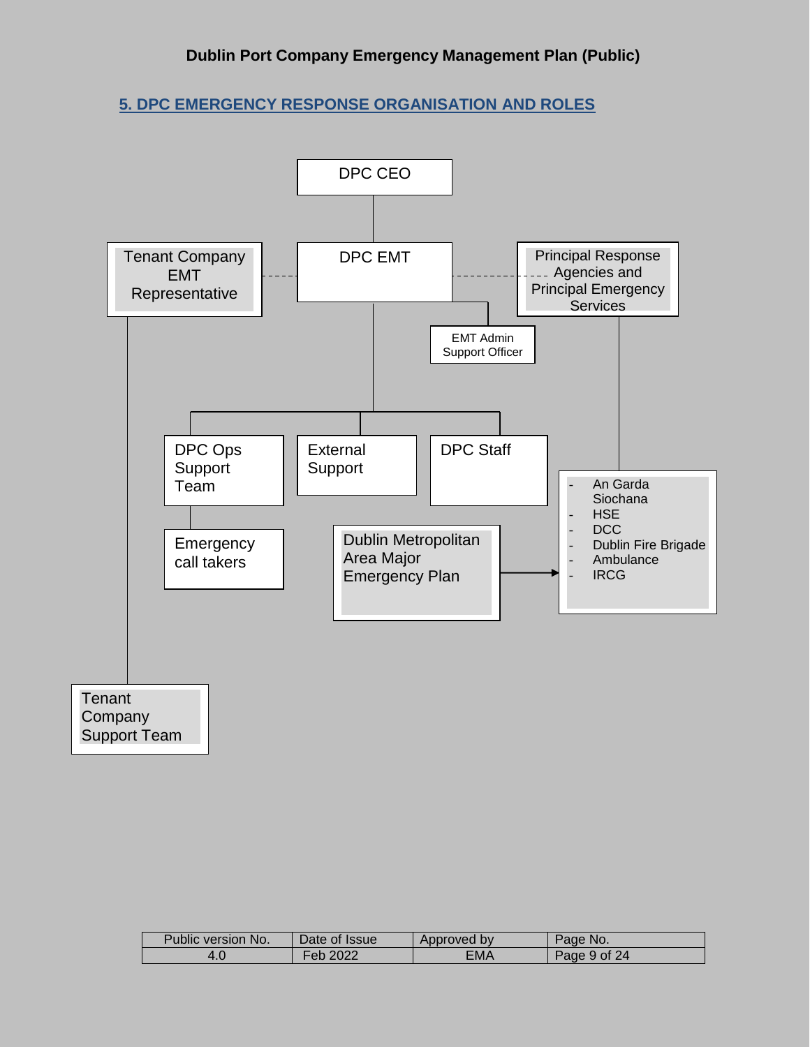## 5. DPC EMERGENCY RESPONSE ORGANISATION AND ROLES

DPC CEO

Tenant Company EMT Representative

DPC EMT

Principal Response Agencies and Principal Emergency Services

EMT Admin Support Officer

DPC Ops Support Team

External Support

DPC Staff

- An Garda Siochana
- HSE
- DCC
- Dublin Fire Brigade
- Ambulance
- IRCG

Emergency call takers

Dublin Metropolitan Area Major Emergency Plan

Tenant Company Support Team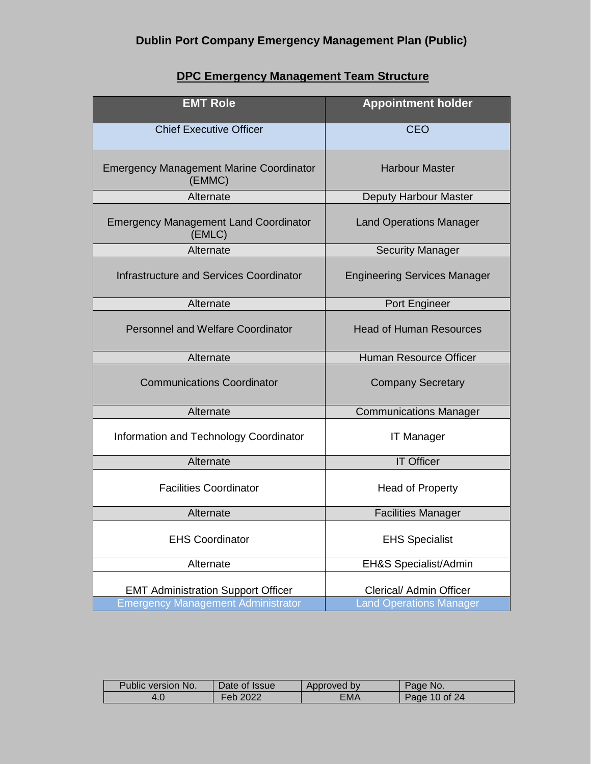## DPC Emergency Management Team Structure

| EMT Role | Appointment holder |
|---|---|
| Chief Executive Officer | CEO |
| Emergency Management Marine Coordinator (EMMC) | Harbour Master |
| Alternate | Deputy Harbour Master |
| Emergency Management Land Coordinator (EMLC) | Land Operations Manager |
| Alternate | Security Manager |
| Infrastructure and Services Coordinator | Engineering Services Manager |
| Alternate | Port Engineer |
| Personnel and Welfare Coordinator | Head of Human Resources |
| Alternate | Human Resource Officer |
| Communications Coordinator | Company Secretary |
| Alternate | Communications Manager |
| Information and Technology Coordinator | IT Manager |
| Alternate | IT Officer |
| Facilities Coordinator | Head of Property |
| Alternate | Facilities Manager |
| EHS Coordinator | EHS Specialist |
| Alternate | EH&S Specialist/Admin |
| EMT Administration Support Officer | Clerical/ Admin Officer |
| Emergency Management Administrator | Land Operations Manager |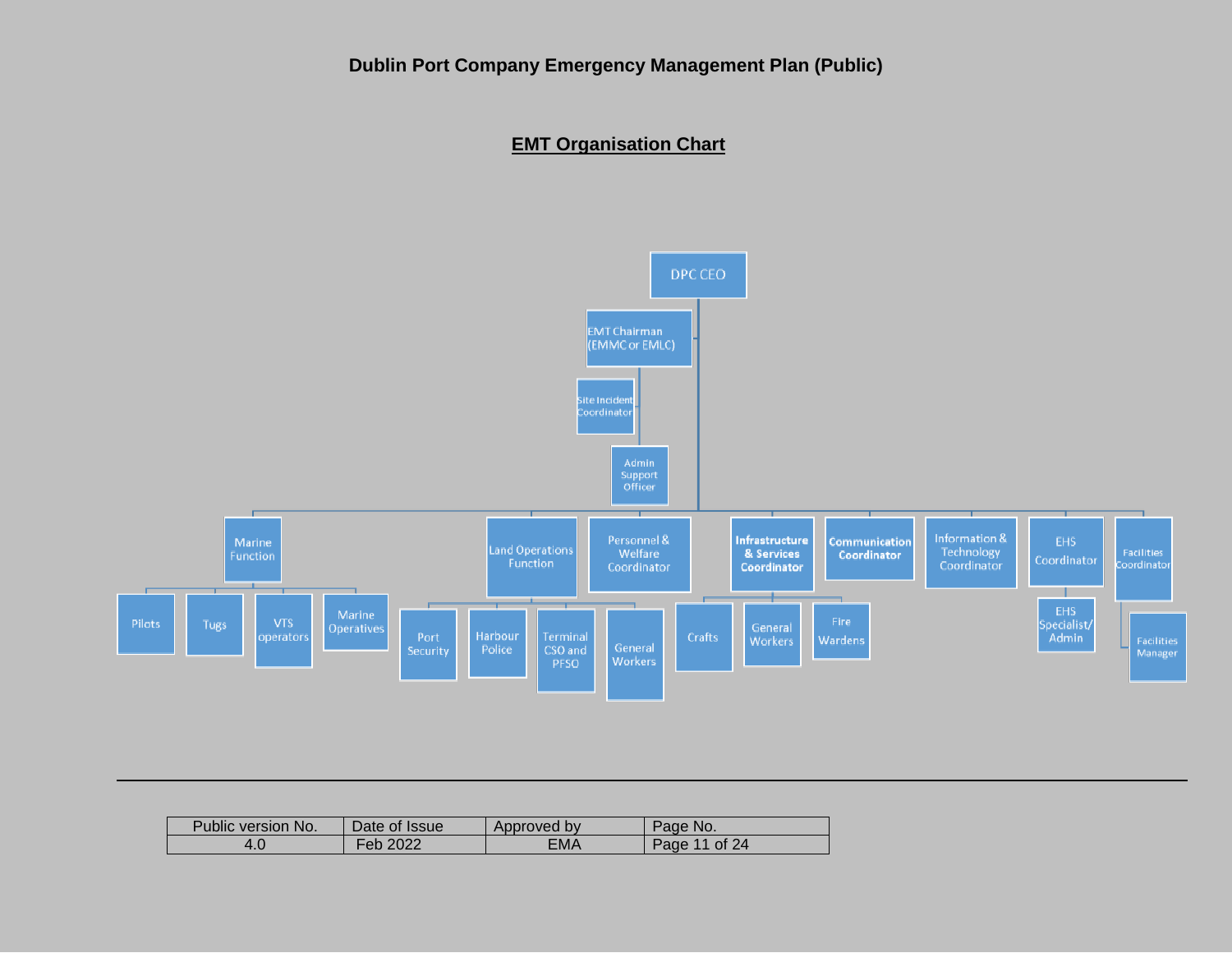## EMT Organisation Chart

- DPC CEO
  - EMT Chairman (EMMC or EMLC)
    - Site Incident Coordinator
    - Admin Support Officer
  - Marine Function
    - Pilots
    - Tugs
    - VTS operators
    - Marine Operatives
  - Land Operations Function
    - Port Security
    - Harbour Police
    - Terminal CSO and PFSO
    - General Workers
  - Personnel & Welfare Coordinator
  - Infrastructure & Services Coordinator
    - Crafts
    - General Workers
    - Fire Wardens
  - Communication Coordinator
  - Information & Technology Coordinator
  - EHS Coordinator
    - EHS Specialist/ Admin
  - Facilities Coordinator
    - Facilities Manager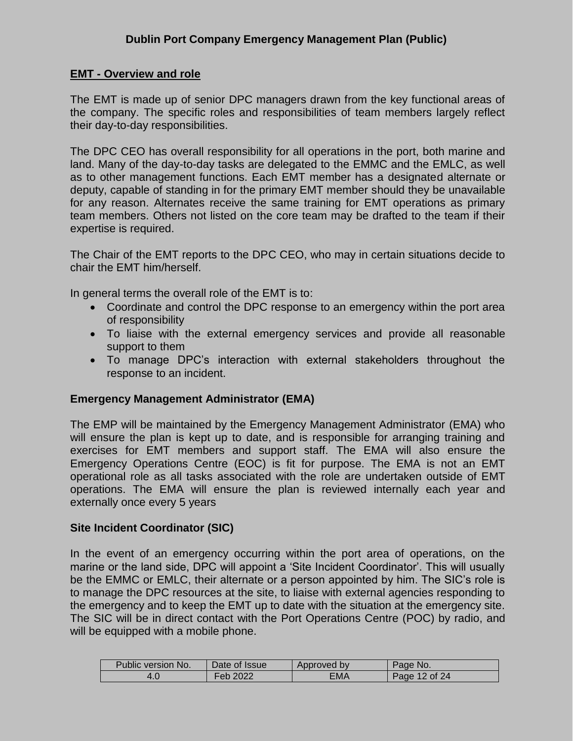## EMT - Overview and role

The EMT is made up of senior DPC managers drawn from the key functional areas of the company. The specific roles and responsibilities of team members largely reflect their day-to-day responsibilities.

The DPC CEO has overall responsibility for all operations in the port, both marine and land. Many of the day-to-day tasks are delegated to the EMMC and the EMLC, as well as to other management functions. Each EMT member has a designated alternate or deputy, capable of standing in for the primary EMT member should they be unavailable for any reason. Alternates receive the same training for EMT operations as primary team members. Others not listed on the core team may be drafted to the team if their expertise is required.

The Chair of the EMT reports to the DPC CEO, who may in certain situations decide to chair the EMT him/herself.

In general terms the overall role of the EMT is to:

- Coordinate and control the DPC response to an emergency within the port area of responsibility
- To liaise with the external emergency services and provide all reasonable support to them
- To manage DPC's interaction with external stakeholders throughout the response to an incident.

### Emergency Management Administrator (EMA)

The EMP will be maintained by the Emergency Management Administrator (EMA) who will ensure the plan is kept up to date, and is responsible for arranging training and exercises for EMT members and support staff. The EMA will also ensure the Emergency Operations Centre (EOC) is fit for purpose. The EMA is not an EMT operational role as all tasks associated with the role are undertaken outside of EMT operations. The EMA will ensure the plan is reviewed internally each year and externally once every 5 years

### Site Incident Coordinator (SIC)

In the event of an emergency occurring within the port area of operations, on the marine or the land side, DPC will appoint a 'Site Incident Coordinator'. This will usually be the EMMC or EMLC, their alternate or a person appointed by him. The SIC's role is to manage the DPC resources at the site, to liaise with external agencies responding to the emergency and to keep the EMT up to date with the situation at the emergency site. The SIC will be in direct contact with the Port Operations Centre (POC) by radio, and will be equipped with a mobile phone.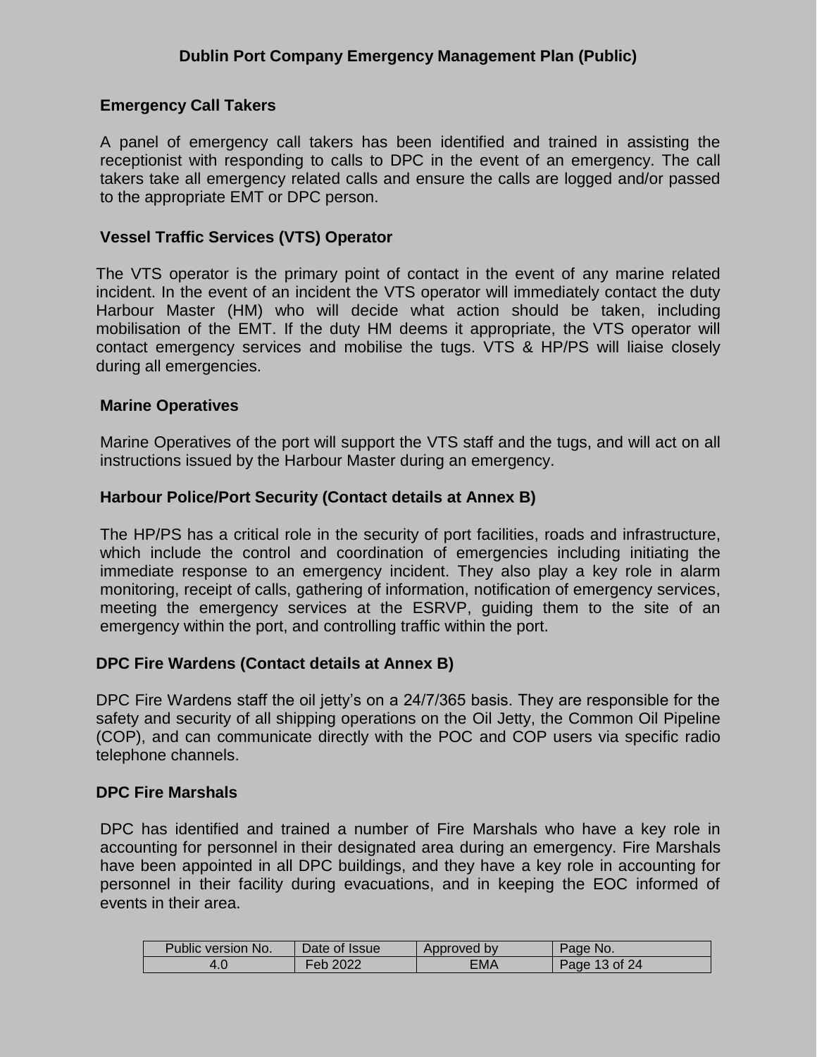### Emergency Call Takers

A panel of emergency call takers has been identified and trained in assisting the receptionist with responding to calls to DPC in the event of an emergency. The call takers take all emergency related calls and ensure the calls are logged and/or passed to the appropriate EMT or DPC person.

### Vessel Traffic Services (VTS) Operator

The VTS operator is the primary point of contact in the event of any marine related incident. In the event of an incident the VTS operator will immediately contact the duty Harbour Master (HM) who will decide what action should be taken, including mobilisation of the EMT. If the duty HM deems it appropriate, the VTS operator will contact emergency services and mobilise the tugs. VTS & HP/PS will liaise closely during all emergencies.

### Marine Operatives

Marine Operatives of the port will support the VTS staff and the tugs, and will act on all instructions issued by the Harbour Master during an emergency.

### Harbour Police/Port Security (Contact details at Annex B)

The HP/PS has a critical role in the security of port facilities, roads and infrastructure, which include the control and coordination of emergencies including initiating the immediate response to an emergency incident. They also play a key role in alarm monitoring, receipt of calls, gathering of information, notification of emergency services, meeting the emergency services at the ESRVP, guiding them to the site of an emergency within the port, and controlling traffic within the port.

### DPC Fire Wardens (Contact details at Annex B)

DPC Fire Wardens staff the oil jetty's on a 24/7/365 basis. They are responsible for the safety and security of all shipping operations on the Oil Jetty, the Common Oil Pipeline (COP), and can communicate directly with the POC and COP users via specific radio telephone channels.

### DPC Fire Marshals

DPC has identified and trained a number of Fire Marshals who have a key role in accounting for personnel in their designated area during an emergency. Fire Marshals have been appointed in all DPC buildings, and they have a key role in accounting for personnel in their facility during evacuations, and in keeping the EOC informed of events in their area.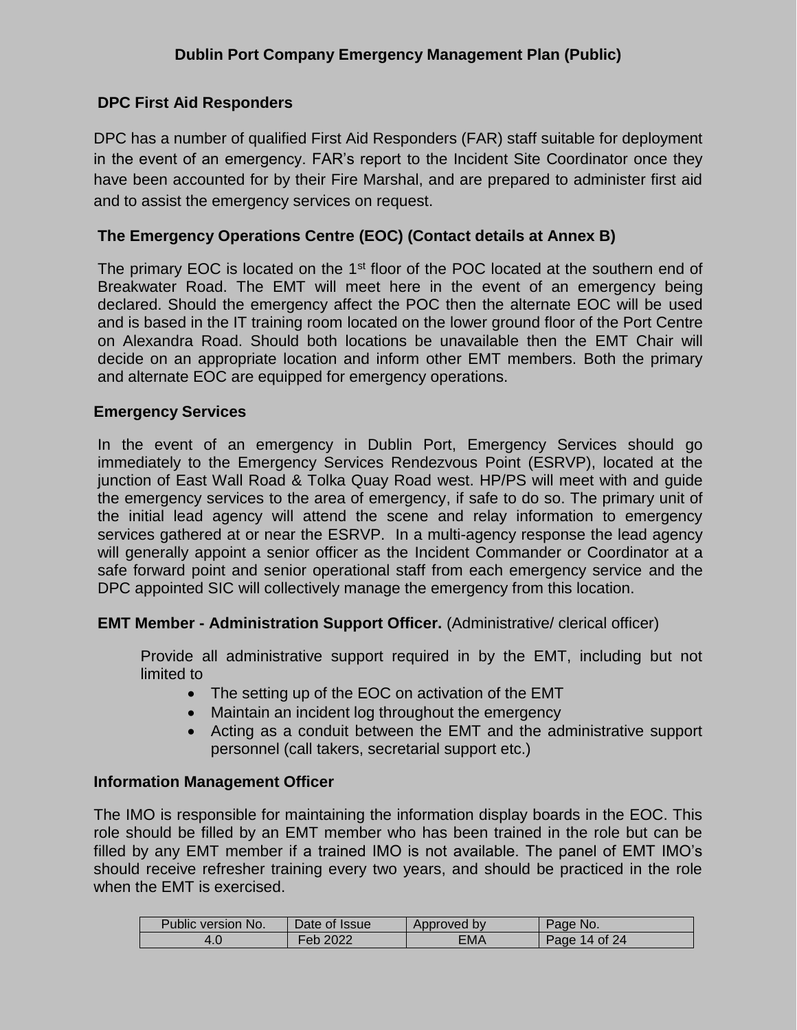### DPC First Aid Responders

DPC has a number of qualified First Aid Responders (FAR) staff suitable for deployment in the event of an emergency. FAR's report to the Incident Site Coordinator once they have been accounted for by their Fire Marshal, and are prepared to administer first aid and to assist the emergency services on request.

### The Emergency Operations Centre (EOC) (Contact details at Annex B)

The primary EOC is located on the 1st floor of the POC located at the southern end of Breakwater Road. The EMT will meet here in the event of an emergency being declared. Should the emergency affect the POC then the alternate EOC will be used and is based in the IT training room located on the lower ground floor of the Port Centre on Alexandra Road. Should both locations be unavailable then the EMT Chair will decide on an appropriate location and inform other EMT members. Both the primary and alternate EOC are equipped for emergency operations.

### Emergency Services

In the event of an emergency in Dublin Port, Emergency Services should go immediately to the Emergency Services Rendezvous Point (ESRVP), located at the junction of East Wall Road & Tolka Quay Road west. HP/PS will meet with and guide the emergency services to the area of emergency, if safe to do so. The primary unit of the initial lead agency will attend the scene and relay information to emergency services gathered at or near the ESRVP. In a multi-agency response the lead agency will generally appoint a senior officer as the Incident Commander or Coordinator at a safe forward point and senior operational staff from each emergency service and the DPC appointed SIC will collectively manage the emergency from this location.

### EMT Member - Administration Support Officer. (Administrative/ clerical officer)

Provide all administrative support required in by the EMT, including but not limited to

- The setting up of the EOC on activation of the EMT
- Maintain an incident log throughout the emergency
- Acting as a conduit between the EMT and the administrative support personnel (call takers, secretarial support etc.)

### Information Management Officer

The IMO is responsible for maintaining the information display boards in the EOC. This role should be filled by an EMT member who has been trained in the role but can be filled by any EMT member if a trained IMO is not available. The panel of EMT IMO's should receive refresher training every two years, and should be practiced in the role when the EMT is exercised.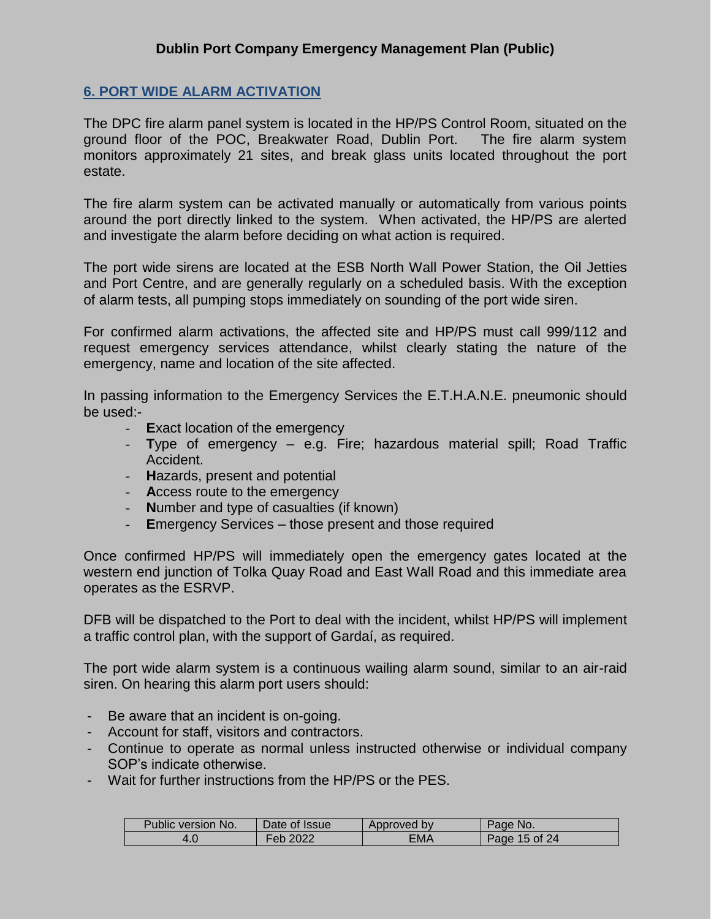## 6. PORT WIDE ALARM ACTIVATION

The DPC fire alarm panel system is located in the HP/PS Control Room, situated on the ground floor of the POC, Breakwater Road, Dublin Port. The fire alarm system monitors approximately 21 sites, and break glass units located throughout the port estate.

The fire alarm system can be activated manually or automatically from various points around the port directly linked to the system. When activated, the HP/PS are alerted and investigate the alarm before deciding on what action is required.

The port wide sirens are located at the ESB North Wall Power Station, the Oil Jetties and Port Centre, and are generally regularly on a scheduled basis. With the exception of alarm tests, all pumping stops immediately on sounding of the port wide siren.

For confirmed alarm activations, the affected site and HP/PS must call 999/112 and request emergency services attendance, whilst clearly stating the nature of the emergency, name and location of the site affected.

In passing information to the Emergency Services the E.T.H.A.N.E. pneumonic should be used:-

- **E**xact location of the emergency
- **T**ype of emergency – e.g. Fire; hazardous material spill; Road Traffic Accident.
- **H**azards, present and potential
- **A**ccess route to the emergency
- **N**umber and type of casualties (if known)
- **E**mergency Services – those present and those required

Once confirmed HP/PS will immediately open the emergency gates located at the western end junction of Tolka Quay Road and East Wall Road and this immediate area operates as the ESRVP.

DFB will be dispatched to the Port to deal with the incident, whilst HP/PS will implement a traffic control plan, with the support of Gardaí, as required.

The port wide alarm system is a continuous wailing alarm sound, similar to an air-raid siren. On hearing this alarm port users should:

- Be aware that an incident is on-going.
- Account for staff, visitors and contractors.
- Continue to operate as normal unless instructed otherwise or individual company SOP's indicate otherwise.
- Wait for further instructions from the HP/PS or the PES.

| Public version No. | Date of Issue | Approved by | Page No. |
|---|---|---|---|
| 4.0 | Feb 2022 | EMA | Page 15 of 24 |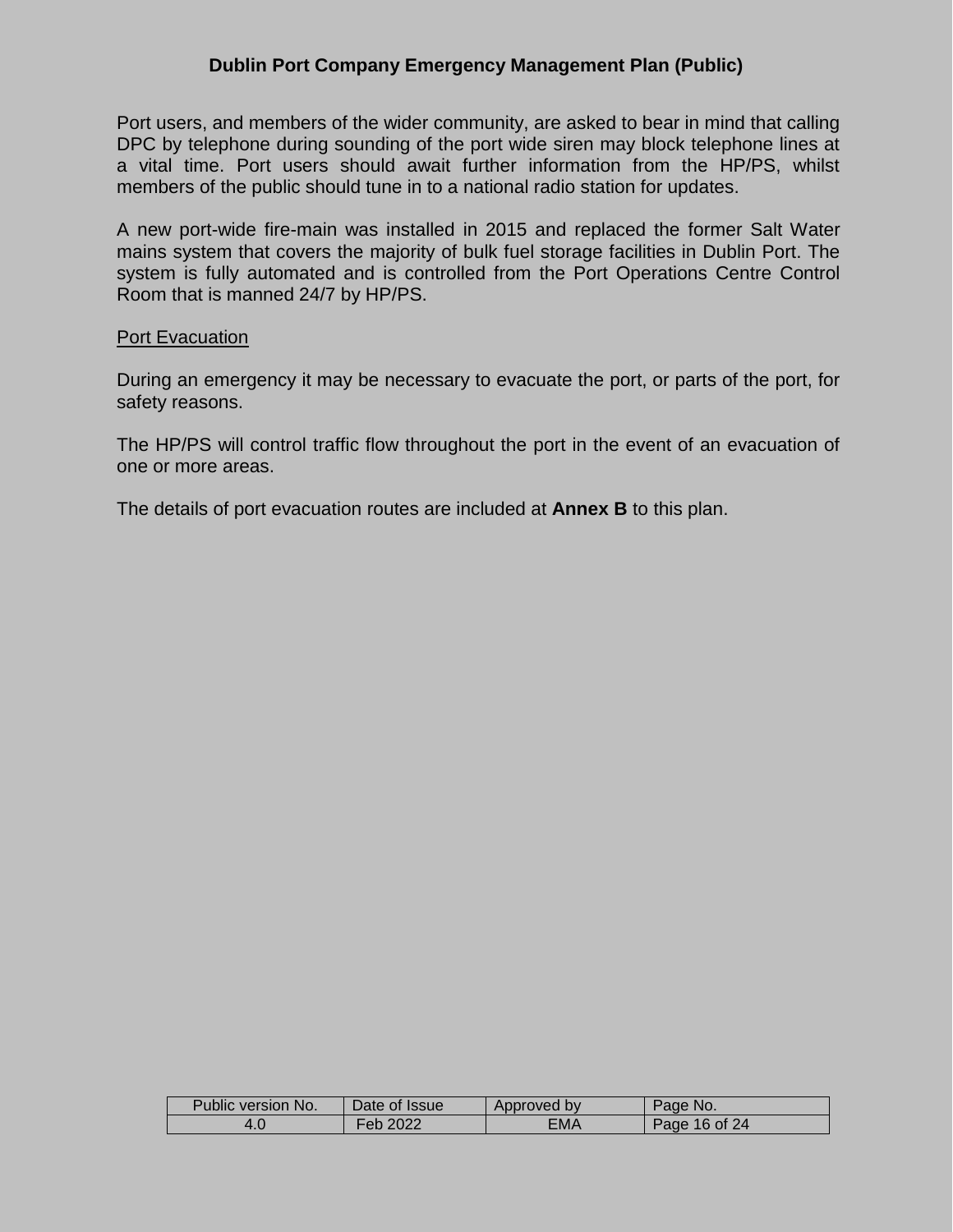Port users, and members of the wider community, are asked to bear in mind that calling DPC by telephone during sounding of the port wide siren may block telephone lines at a vital time. Port users should await further information from the HP/PS, whilst members of the public should tune in to a national radio station for updates.

A new port-wide fire-main was installed in 2015 and replaced the former Salt Water mains system that covers the majority of bulk fuel storage facilities in Dublin Port. The system is fully automated and is controlled from the Port Operations Centre Control Room that is manned 24/7 by HP/PS.

<u>Port Evacuation</u>

During an emergency it may be necessary to evacuate the port, or parts of the port, for safety reasons.

The HP/PS will control traffic flow throughout the port in the event of an evacuation of one or more areas.

The details of port evacuation routes are included at **Annex B** to this plan.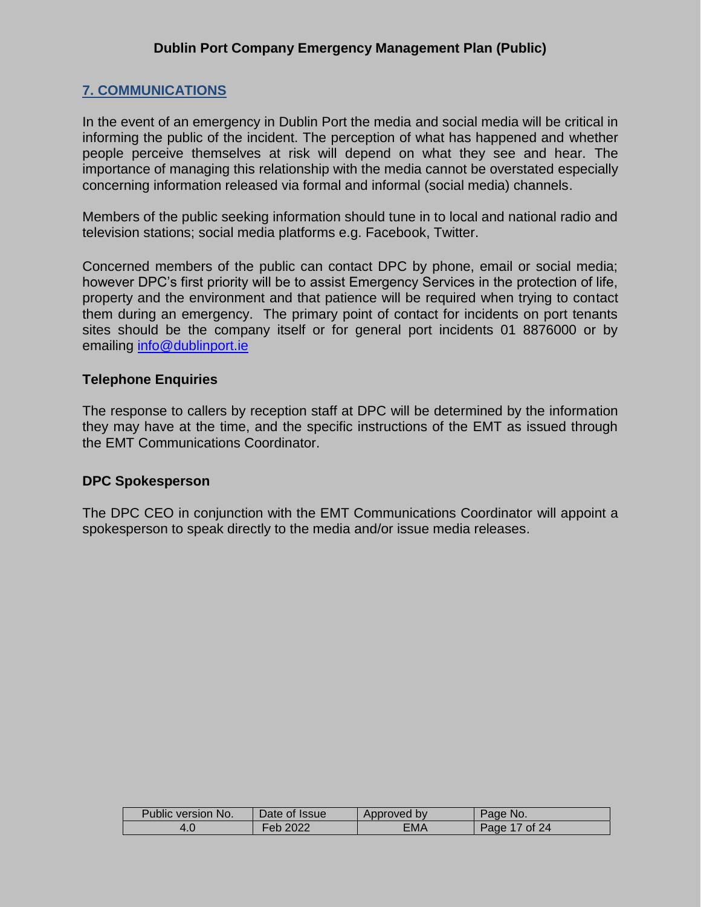## 7. COMMUNICATIONS

In the event of an emergency in Dublin Port the media and social media will be critical in informing the public of the incident. The perception of what has happened and whether people perceive themselves at risk will depend on what they see and hear. The importance of managing this relationship with the media cannot be overstated especially concerning information released via formal and informal (social media) channels.

Members of the public seeking information should tune in to local and national radio and television stations; social media platforms e.g. Facebook, Twitter.

Concerned members of the public can contact DPC by phone, email or social media; however DPC's first priority will be to assist Emergency Services in the protection of life, property and the environment and that patience will be required when trying to contact them during an emergency. The primary point of contact for incidents on port tenants sites should be the company itself or for general port incidents 01 8876000 or by emailing info@dublinport.ie

### Telephone Enquiries

The response to callers by reception staff at DPC will be determined by the information they may have at the time, and the specific instructions of the EMT as issued through the EMT Communications Coordinator.

### DPC Spokesperson

The DPC CEO in conjunction with the EMT Communications Coordinator will appoint a spokesperson to speak directly to the media and/or issue media releases.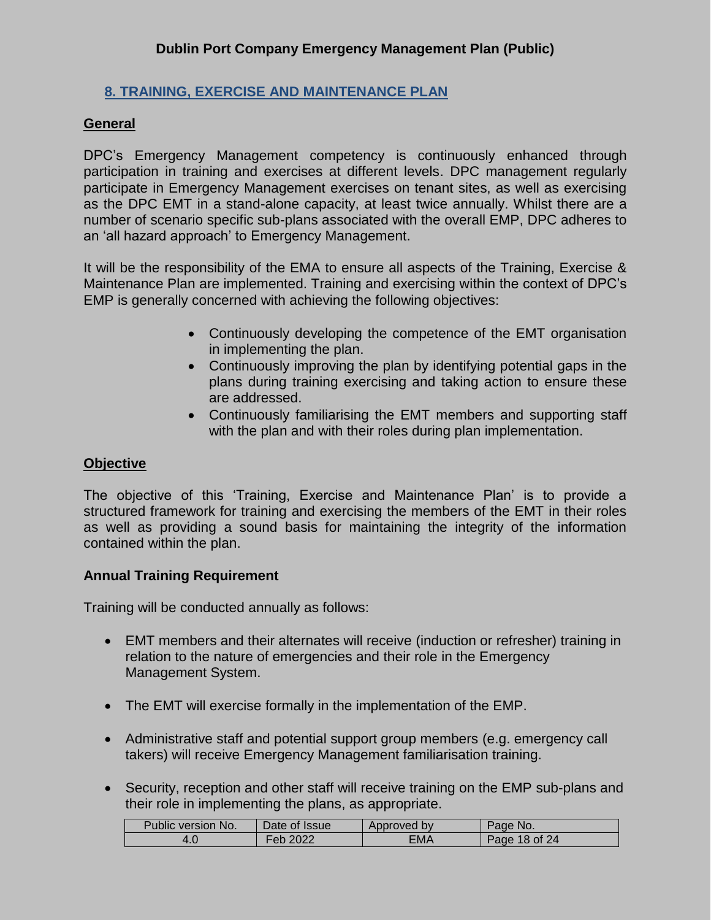## 8. TRAINING, EXERCISE AND MAINTENANCE PLAN

### General

DPC's Emergency Management competency is continuously enhanced through participation in training and exercises at different levels. DPC management regularly participate in Emergency Management exercises on tenant sites, as well as exercising as the DPC EMT in a stand-alone capacity, at least twice annually. Whilst there are a number of scenario specific sub-plans associated with the overall EMP, DPC adheres to an 'all hazard approach' to Emergency Management.

It will be the responsibility of the EMA to ensure all aspects of the Training, Exercise & Maintenance Plan are implemented. Training and exercising within the context of DPC's EMP is generally concerned with achieving the following objectives:

- Continuously developing the competence of the EMT organisation in implementing the plan.
- Continuously improving the plan by identifying potential gaps in the plans during training exercising and taking action to ensure these are addressed.
- Continuously familiarising the EMT members and supporting staff with the plan and with their roles during plan implementation.

### Objective

The objective of this 'Training, Exercise and Maintenance Plan' is to provide a structured framework for training and exercising the members of the EMT in their roles as well as providing a sound basis for maintaining the integrity of the information contained within the plan.

### Annual Training Requirement

Training will be conducted annually as follows:

- EMT members and their alternates will receive (induction or refresher) training in relation to the nature of emergencies and their role in the Emergency Management System.

- The EMT will exercise formally in the implementation of the EMP.

- Administrative staff and potential support group members (e.g. emergency call takers) will receive Emergency Management familiarisation training.

- Security, reception and other staff will receive training on the EMP sub-plans and their role in implementing the plans, as appropriate.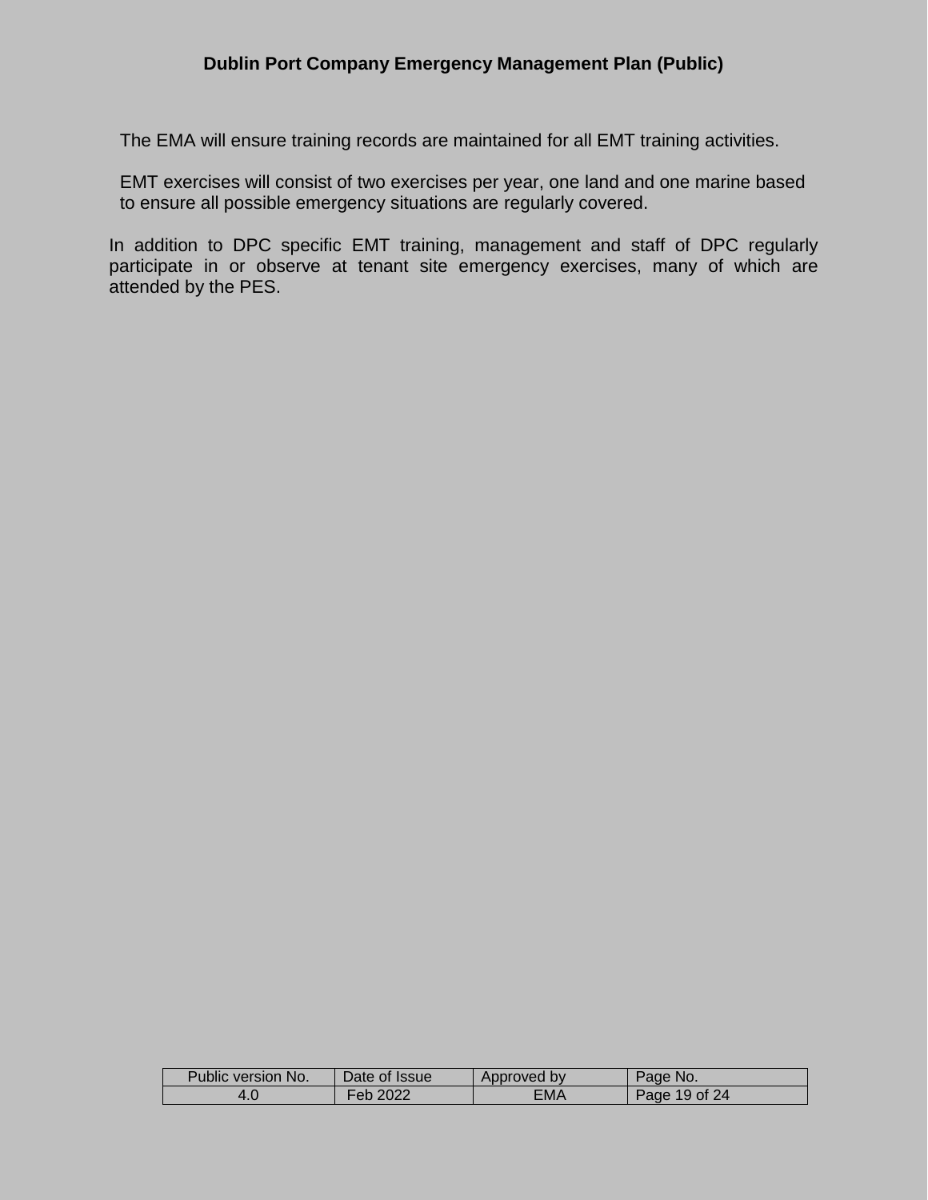The EMA will ensure training records are maintained for all EMT training activities.

EMT exercises will consist of two exercises per year, one land and one marine based to ensure all possible emergency situations are regularly covered.

In addition to DPC specific EMT training, management and staff of DPC regularly participate in or observe at tenant site emergency exercises, many of which are attended by the PES.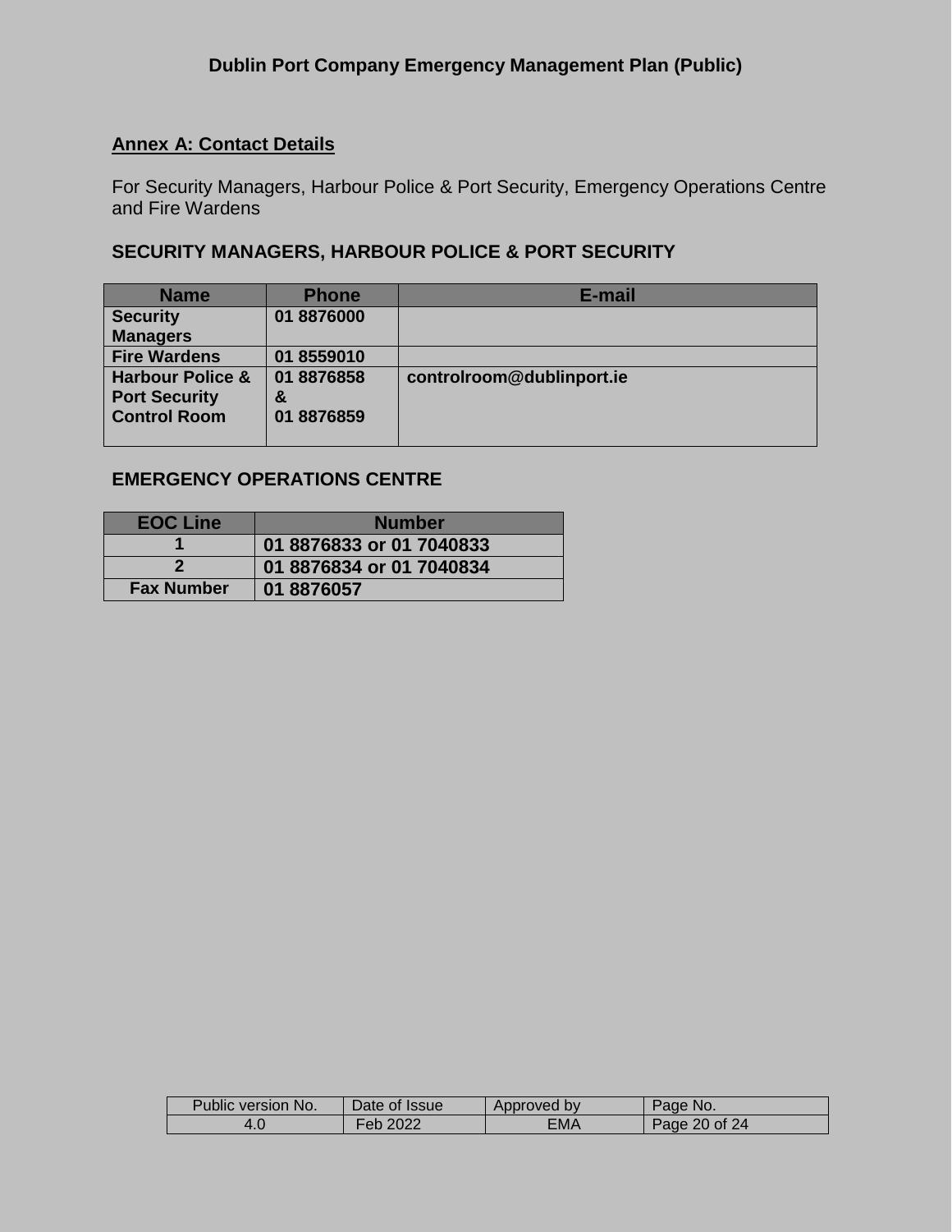## Annex A: Contact Details

For Security Managers, Harbour Police & Port Security, Emergency Operations Centre and Fire Wardens

### SECURITY MANAGERS, HARBOUR POLICE & PORT SECURITY

| Name | Phone | E-mail |
| --- | --- | --- |
| **Security Managers** | **01 8876000** | |
| **Fire Wardens** | **01 8559010** | |
| **Harbour Police & Port Security Control Room** | **01 8876858 & 01 8876859** | **controlroom@dublinport.ie** |

### EMERGENCY OPERATIONS CENTRE

| EOC Line | Number |
| --- | --- |
| **1** | **01 8876833 or 01 7040833** |
| **2** | **01 8876834 or 01 7040834** |
| **Fax Number** | **01 8876057** |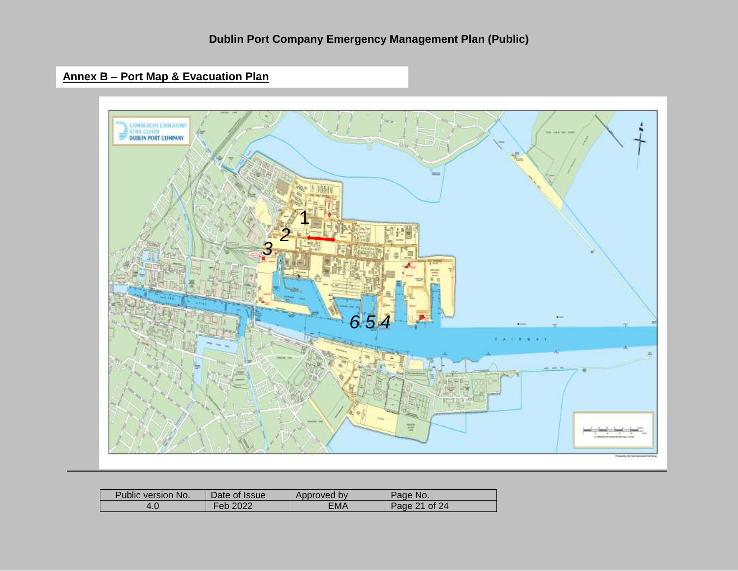## Annex B – Port Map & Evacuation Plan

COMHLACHT CHALAFORT ATHA CLIATH
DUBLIN PORT COMPANY

1

2

3

6 5 4

FAIRWAY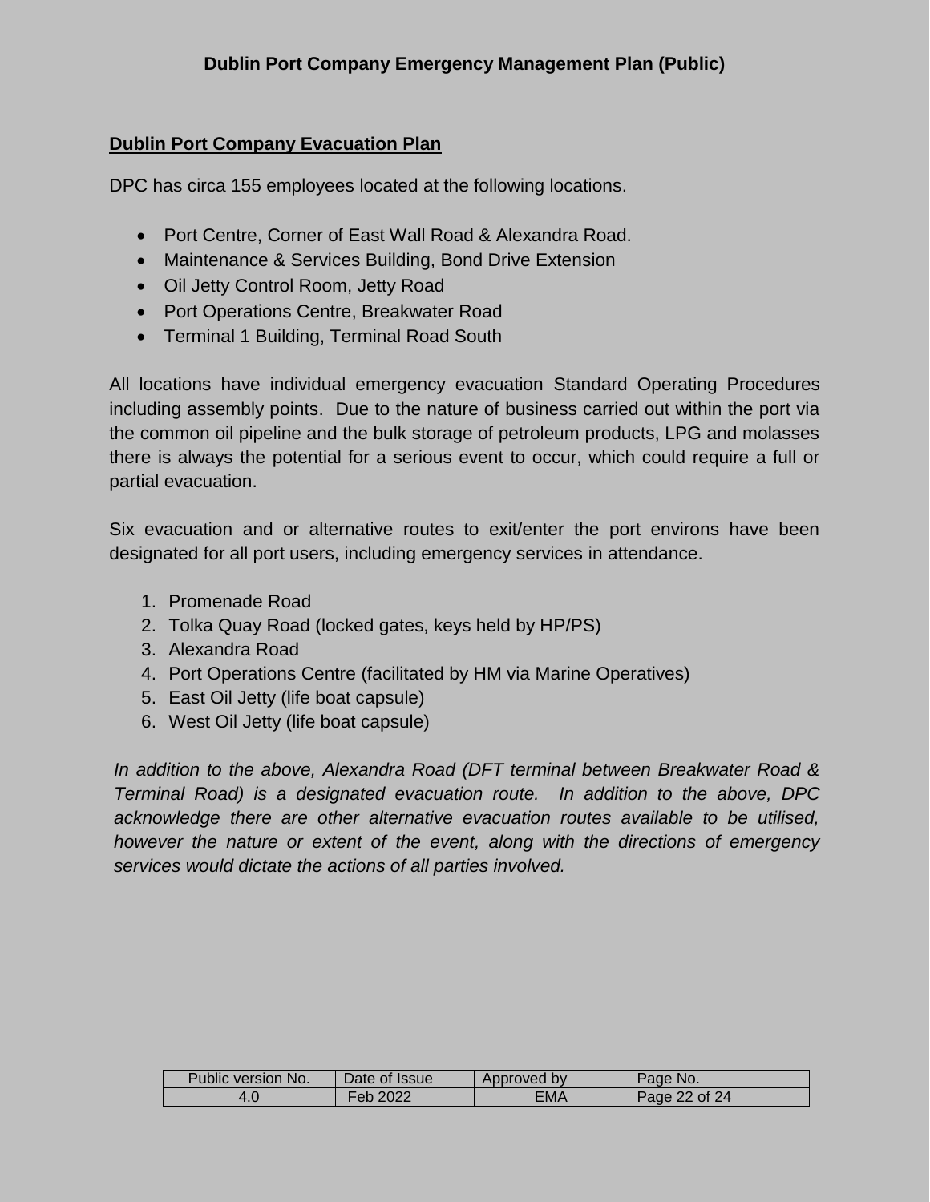**Dublin Port Company Evacuation Plan**

DPC has circa 155 employees located at the following locations.

- Port Centre, Corner of East Wall Road & Alexandra Road.
- Maintenance & Services Building, Bond Drive Extension
- Oil Jetty Control Room, Jetty Road
- Port Operations Centre, Breakwater Road
- Terminal 1 Building, Terminal Road South

All locations have individual emergency evacuation Standard Operating Procedures including assembly points. Due to the nature of business carried out within the port via the common oil pipeline and the bulk storage of petroleum products, LPG and molasses there is always the potential for a serious event to occur, which could require a full or partial evacuation.

Six evacuation and or alternative routes to exit/enter the port environs have been designated for all port users, including emergency services in attendance.

1. Promenade Road
2. Tolka Quay Road (locked gates, keys held by HP/PS)
3. Alexandra Road
4. Port Operations Centre (facilitated by HM via Marine Operatives)
5. East Oil Jetty (life boat capsule)
6. West Oil Jetty (life boat capsule)

*In addition to the above, Alexandra Road (DFT terminal between Breakwater Road & Terminal Road) is a designated evacuation route. In addition to the above, DPC acknowledge there are other alternative evacuation routes available to be utilised, however the nature or extent of the event, along with the directions of emergency services would dictate the actions of all parties involved.*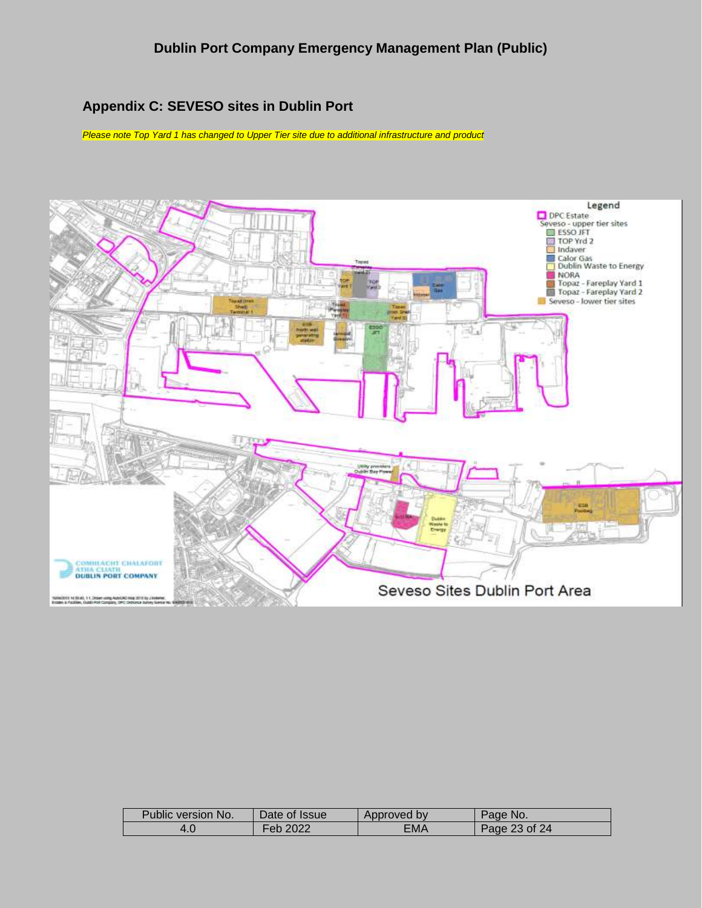## Appendix C: SEVESO sites in Dublin Port

*Please note Top Yard 1 has changed to Upper Tier site due to additional infrastructure and product*

Legend

- DPC Estate
- Seveso - upper tier sites
  - ESSO JFT
  - TOP Yrd 2
  - Indaver
  - Calor Gas
  - Dublin Waste to Energy
  - NORA
  - Topaz - Fareplay Yard 1
  - Topaz - Fareplay Yard 2
- Seveso - lower tier sites

Seveso Sites Dublin Port Area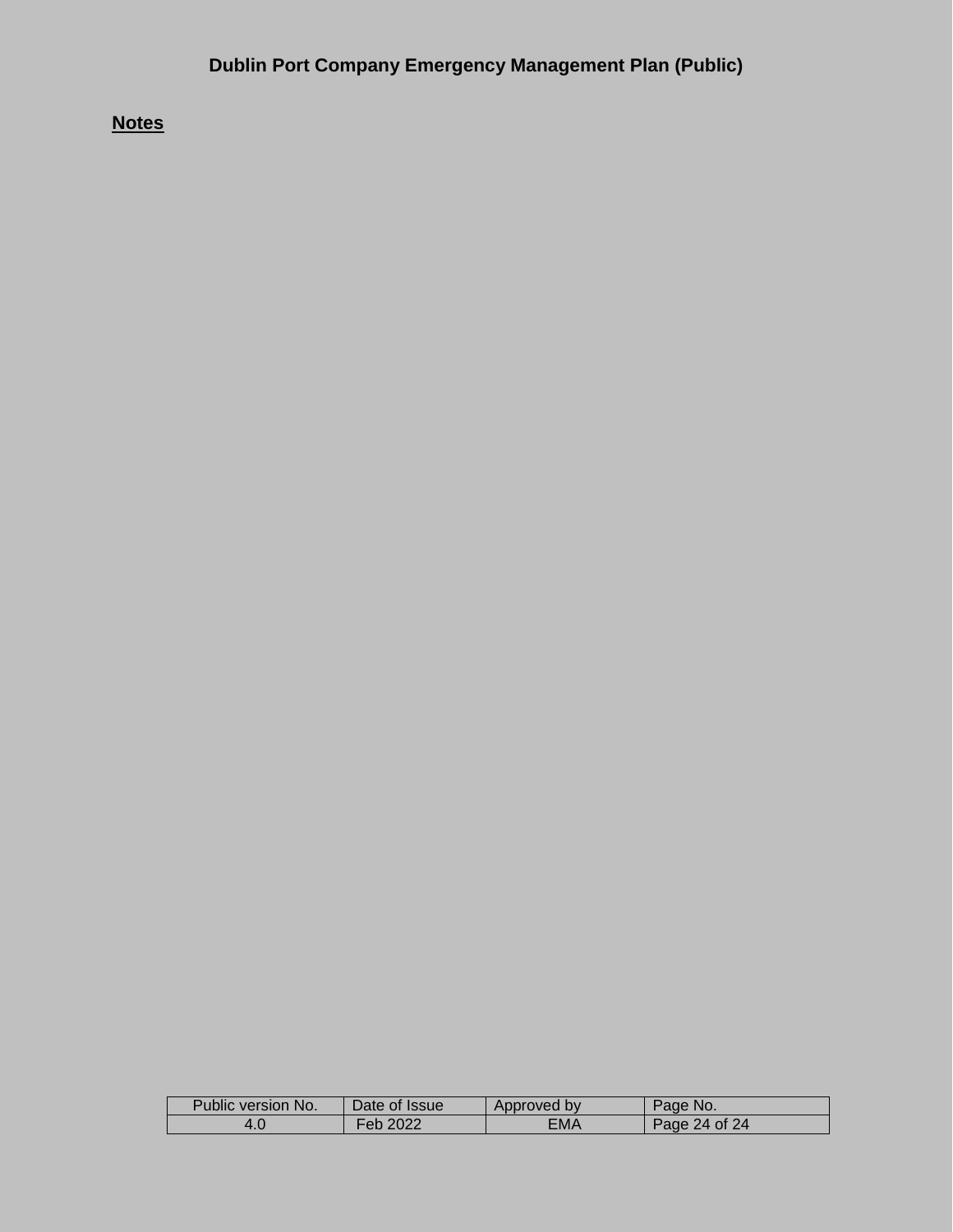## Notes